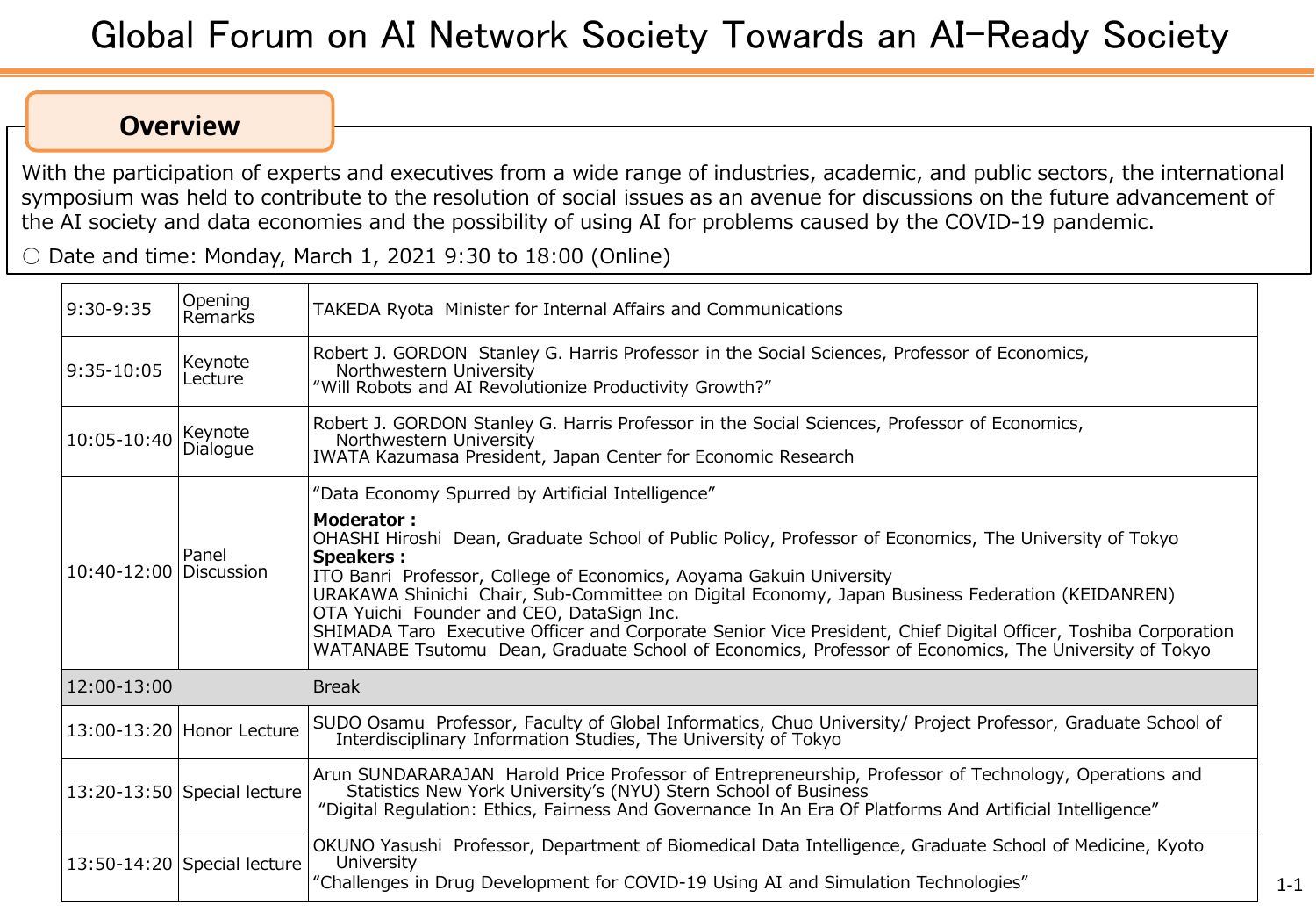# Global Forum on AI Network Society Towards an AI-Ready Society

## Overview

With the participation of experts and executives from a wide range of industries, academic, and public sectors, the international symposium was held to contribute to the resolution of social issues as an avenue for discussions on the future advancement of the AI society and data economies and the possibility of using AI for problems caused by the COVID-19 pandemic.

○ Date and time: Monday, March 1, 2021 9:30 to 18:00 (Online)

| | | |
|---|---|---|
| 9:30-9:35 | Opening Remarks | TAKEDA Ryota Minister for Internal Affairs and Communications |
| 9:35-10:05 | Keynote Lecture | Robert J. GORDON Stanley G. Harris Professor in the Social Sciences, Professor of Economics, Northwestern University<br>"Will Robots and AI Revolutionize Productivity Growth?" |
| 10:05-10:40 | Keynote Dialogue | Robert J. GORDON Stanley G. Harris Professor in the Social Sciences, Professor of Economics, Northwestern University<br>IWATA Kazumasa President, Japan Center for Economic Research |
| 10:40-12:00 | Panel Discussion | "Data Economy Spurred by Artificial Intelligence"<br>**Moderator :**<br>OHASHI Hiroshi Dean, Graduate School of Public Policy, Professor of Economics, The University of Tokyo<br>**Speakers :**<br>ITO Banri Professor, College of Economics, Aoyama Gakuin University<br>URAKAWA Shinichi Chair, Sub-Committee on Digital Economy, Japan Business Federation (KEIDANREN)<br>OTA Yuichi Founder and CEO, DataSign Inc.<br>SHIMADA Taro Executive Officer and Corporate Senior Vice President, Chief Digital Officer, Toshiba Corporation<br>WATANABE Tsutomu Dean, Graduate School of Economics, Professor of Economics, The University of Tokyo |
| 12:00-13:00 | | Break |
| 13:00-13:20 | Honor Lecture | SUDO Osamu Professor, Faculty of Global Informatics, Chuo University/ Project Professor, Graduate School of Interdisciplinary Information Studies, The University of Tokyo |
| 13:20-13:50 | Special lecture | Arun SUNDARARAJAN Harold Price Professor of Entrepreneurship, Professor of Technology, Operations and Statistics New York University's (NYU) Stern School of Business<br>"Digital Regulation: Ethics, Fairness And Governance In An Era Of Platforms And Artificial Intelligence" |
| 13:50-14:20 | Special lecture | OKUNO Yasushi Professor, Department of Biomedical Data Intelligence, Graduate School of Medicine, Kyoto University<br>"Challenges in Drug Development for COVID-19 Using AI and Simulation Technologies" |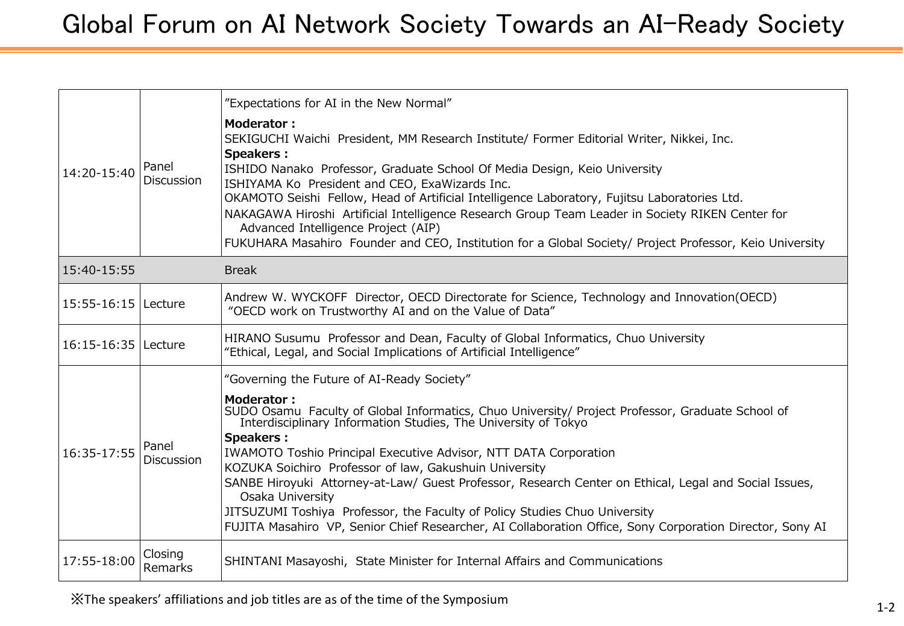# Global Forum on AI Network Society Towards an AI-Ready Society

| | | |
|---|---|---|
| 14:20-15:40 | Panel Discussion | "Expectations for AI in the New Normal"<br>**Moderator :**<br>SEKIGUCHI Waichi President, MM Research Institute/ Former Editorial Writer, Nikkei, Inc.<br>**Speakers :**<br>ISHIDO Nanako Professor, Graduate School Of Media Design, Keio University<br>ISHIYAMA Ko President and CEO, ExaWizards Inc.<br>OKAMOTO Seishi Fellow, Head of Artificial Intelligence Laboratory, Fujitsu Laboratories Ltd.<br>NAKAGAWA Hiroshi Artificial Intelligence Research Group Team Leader in Society RIKEN Center for Advanced Intelligence Project (AIP)<br>FUKUHARA Masahiro Founder and CEO, Institution for a Global Society/ Project Professor, Keio University |
| 15:40-15:55 | | Break |
| 15:55-16:15 | Lecture | Andrew W. WYCKOFF Director, OECD Directorate for Science, Technology and Innovation(OECD)<br>"OECD work on Trustworthy AI and on the Value of Data" |
| 16:15-16:35 | Lecture | HIRANO Susumu Professor and Dean, Faculty of Global Informatics, Chuo University<br>"Ethical, Legal, and Social Implications of Artificial Intelligence" |
| 16:35-17:55 | Panel Discussion | "Governing the Future of AI-Ready Society"<br>**Moderator :**<br>SUDO Osamu Faculty of Global Informatics, Chuo University/ Project Professor, Graduate School of Interdisciplinary Information Studies, The University of Tokyo<br>**Speakers :**<br>IWAMOTO Toshio Principal Executive Advisor, NTT DATA Corporation<br>KOZUKA Soichiro Professor of law, Gakushuin University<br>SANBE Hiroyuki Attorney-at-Law/ Guest Professor, Research Center on Ethical, Legal and Social Issues, Osaka University<br>JITSUZUMI Toshiya Professor, the Faculty of Policy Studies Chuo University<br>FUJITA Masahiro VP, Senior Chief Researcher, AI Collaboration Office, Sony Corporation Director, Sony AI |
| 17:55-18:00 | Closing Remarks | SHINTANI Masayoshi, State Minister for Internal Affairs and Communications |

※The speakers' affiliations and job titles are as of the time of the Symposium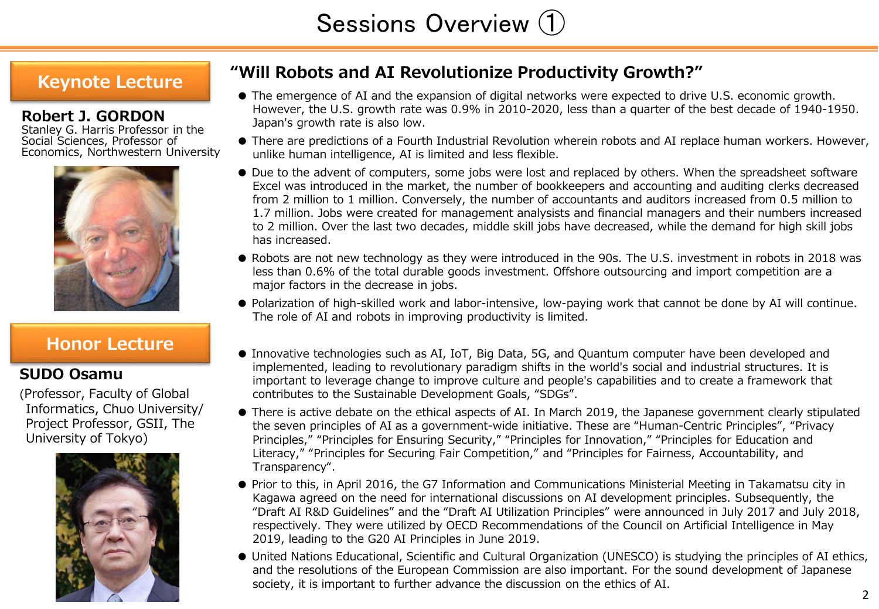# Sessions Overview ①

## Keynote Lecture

**Robert J. GORDON**
Stanley G. Harris Professor in the Social Sciences, Professor of Economics, Northwestern University

### "Will Robots and AI Revolutionize Productivity Growth?"

- The emergence of AI and the expansion of digital networks were expected to drive U.S. economic growth. However, the U.S. growth rate was 0.9% in 2010-2020, less than a quarter of the best decade of 1940-1950. Japan's growth rate is also low.
- There are predictions of a Fourth Industrial Revolution wherein robots and AI replace human workers. However, unlike human intelligence, AI is limited and less flexible.
- Due to the advent of computers, some jobs were lost and replaced by others. When the spreadsheet software Excel was introduced in the market, the number of bookkeepers and accounting and auditing clerks decreased from 2 million to 1 million. Conversely, the number of accountants and auditors increased from 0.5 million to 1.7 million. Jobs were created for management analysists and financial managers and their numbers increased to 2 million. Over the last two decades, middle skill jobs have decreased, while the demand for high skill jobs has increased.
- Robots are not new technology as they were introduced in the 90s. The U.S. investment in robots in 2018 was less than 0.6% of the total durable goods investment. Offshore outsourcing and import competition are a major factors in the decrease in jobs.
- Polarization of high-skilled work and labor-intensive, low-paying work that cannot be done by AI will continue. The role of AI and robots in improving productivity is limited.

## Honor Lecture

**SUDO Osamu**
(Professor, Faculty of Global Informatics, Chuo University/ Project Professor, GSII, The University of Tokyo)

- Innovative technologies such as AI, IoT, Big Data, 5G, and Quantum computer have been developed and implemented, leading to revolutionary paradigm shifts in the world's social and industrial structures. It is important to leverage change to improve culture and people's capabilities and to create a framework that contributes to the Sustainable Development Goals, "SDGs".
- There is active debate on the ethical aspects of AI. In March 2019, the Japanese government clearly stipulated the seven principles of AI as a government-wide initiative. These are "Human-Centric Principles", "Privacy Principles," "Principles for Ensuring Security," "Principles for Innovation," "Principles for Education and Literacy," "Principles for Securing Fair Competition," and "Principles for Fairness, Accountability, and Transparency".
- Prior to this, in April 2016, the G7 Information and Communications Ministerial Meeting in Takamatsu city in Kagawa agreed on the need for international discussions on AI development principles. Subsequently, the "Draft AI R&D Guidelines" and the "Draft AI Utilization Principles" were announced in July 2017 and July 2018, respectively. They were utilized by OECD Recommendations of the Council on Artificial Intelligence in May 2019, leading to the G20 AI Principles in June 2019.
- United Nations Educational, Scientific and Cultural Organization (UNESCO) is studying the principles of AI ethics, and the resolutions of the European Commission are also important. For the sound development of Japanese society, it is important to further advance the discussion on the ethics of AI.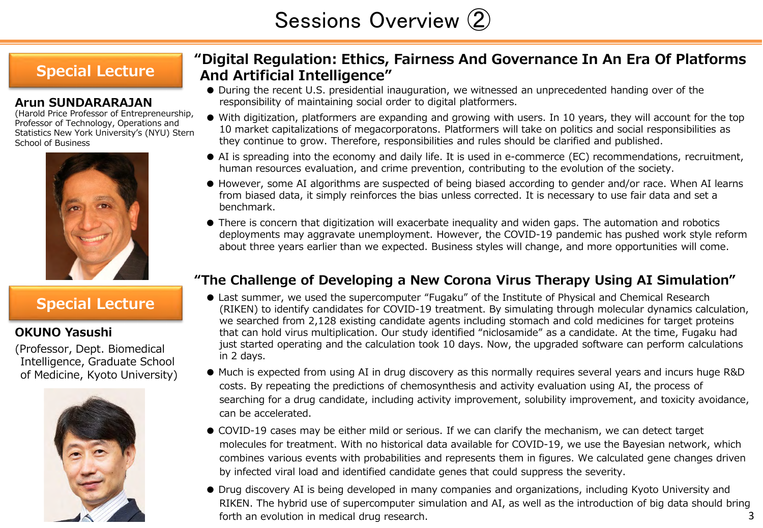# Sessions Overview ②

## Special Lecture

**Arun SUNDARARAJAN**

(Harold Price Professor of Entrepreneurship, Professor of Technology, Operations and Statistics New York University's (NYU) Stern School of Business

### "Digital Regulation: Ethics, Fairness And Governance In An Era Of Platforms And Artificial Intelligence"

- During the recent U.S. presidential inauguration, we witnessed an unprecedented handing over of the responsibility of maintaining social order to digital platformers.
- With digitization, platformers are expanding and growing with users. In 10 years, they will account for the top 10 market capitalizations of megacorporatons. Platformers will take on politics and social responsibilities as they continue to grow. Therefore, responsibilities and rules should be clarified and published.
- AI is spreading into the economy and daily life. It is used in e-commerce (EC) recommendations, recruitment, human resources evaluation, and crime prevention, contributing to the evolution of the society.
- However, some AI algorithms are suspected of being biased according to gender and/or race. When AI learns from biased data, it simply reinforces the bias unless corrected. It is necessary to use fair data and set a benchmark.
- There is concern that digitization will exacerbate inequality and widen gaps. The automation and robotics deployments may aggravate unemployment. However, the COVID-19 pandemic has pushed work style reform about three years earlier than we expected. Business styles will change, and more opportunities will come.

## Special Lecture

**OKUNO Yasushi**

(Professor, Dept. Biomedical Intelligence, Graduate School of Medicine, Kyoto University)

### "The Challenge of Developing a New Corona Virus Therapy Using AI Simulation"

- Last summer, we used the supercomputer "Fugaku" of the Institute of Physical and Chemical Research (RIKEN) to identify candidates for COVID-19 treatment. By simulating through molecular dynamics calculation, we searched from 2,128 existing candidate agents including stomach and cold medicines for target proteins that can hold virus multiplication. Our study identified "niclosamide" as a candidate. At the time, Fugaku had just started operating and the calculation took 10 days. Now, the upgraded software can perform calculations in 2 days.
- Much is expected from using AI in drug discovery as this normally requires several years and incurs huge R&D costs. By repeating the predictions of chemosynthesis and activity evaluation using AI, the process of searching for a drug candidate, including activity improvement, solubility improvement, and toxicity avoidance, can be accelerated.
- COVID-19 cases may be either mild or serious. If we can clarify the mechanism, we can detect target molecules for treatment. With no historical data available for COVID-19, we use the Bayesian network, which combines various events with probabilities and represents them in figures. We calculated gene changes driven by infected viral load and identified candidate genes that could suppress the severity.
- Drug discovery AI is being developed in many companies and organizations, including Kyoto University and RIKEN. The hybrid use of supercomputer simulation and AI, as well as the introduction of big data should bring forth an evolution in medical drug research.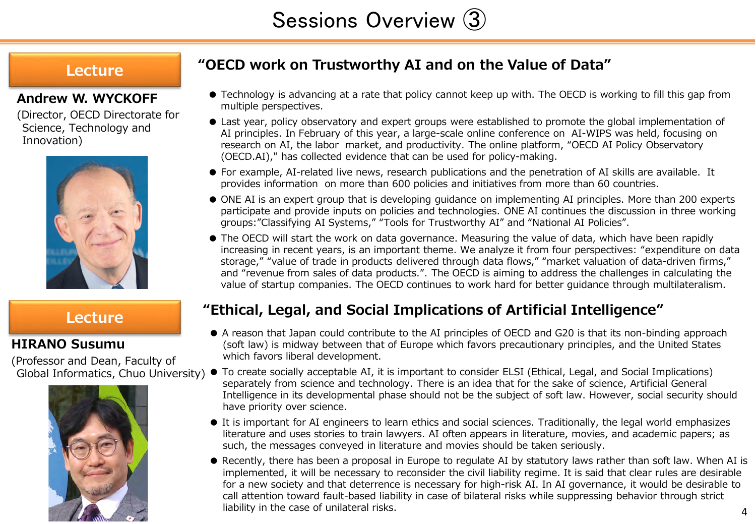# Sessions Overview ③

## Lecture

**Andrew W. WYCKOFF**

(Director, OECD Directorate for Science, Technology and Innovation)

### "OECD work on Trustworthy AI and on the Value of Data"

- Technology is advancing at a rate that policy cannot keep up with. The OECD is working to fill this gap from multiple perspectives.
- Last year, policy observatory and expert groups were established to promote the global implementation of AI principles. In February of this year, a large-scale online conference on AI-WIPS was held, focusing on research on AI, the labor market, and productivity. The online platform, "OECD AI Policy Observatory (OECD.AI)," has collected evidence that can be used for policy-making.
- For example, AI-related live news, research publications and the penetration of AI skills are available. It provides information on more than 600 policies and initiatives from more than 60 countries.
- ONE AI is an expert group that is developing guidance on implementing AI principles. More than 200 experts participate and provide inputs on policies and technologies. ONE AI continues the discussion in three working groups:"Classifying AI Systems," "Tools for Trustworthy AI" and "National AI Policies".
- The OECD will start the work on data governance. Measuring the value of data, which have been rapidly increasing in recent years, is an important theme. We analyze it from four perspectives: "expenditure on data storage," "value of trade in products delivered through data flows," "market valuation of data-driven firms," and "revenue from sales of data products.". The OECD is aiming to address the challenges in calculating the value of startup companies. The OECD continues to work hard for better guidance through multilateralism.

## Lecture

**HIRANO Susumu**

(Professor and Dean, Faculty of Global Informatics, Chuo University)

### "Ethical, Legal, and Social Implications of Artificial Intelligence"

- A reason that Japan could contribute to the AI principles of OECD and G20 is that its non-binding approach (soft law) is midway between that of Europe which favors precautionary principles, and the United States which favors liberal development.
- To create socially acceptable AI, it is important to consider ELSI (Ethical, Legal, and Social Implications) separately from science and technology. There is an idea that for the sake of science, Artificial General Intelligence in its developmental phase should not be the subject of soft law. However, social security should have priority over science.
- It is important for AI engineers to learn ethics and social sciences. Traditionally, the legal world emphasizes literature and uses stories to train lawyers. AI often appears in literature, movies, and academic papers; as such, the messages conveyed in literature and movies should be taken seriously.
- Recently, there has been a proposal in Europe to regulate AI by statutory laws rather than soft law. When AI is implemented, it will be necessary to reconsider the civil liability regime. It is said that clear rules are desirable for a new society and that deterrence is necessary for high-risk AI. In AI governance, it would be desirable to call attention toward fault-based liability in case of bilateral risks while suppressing behavior through strict liability in the case of unilateral risks.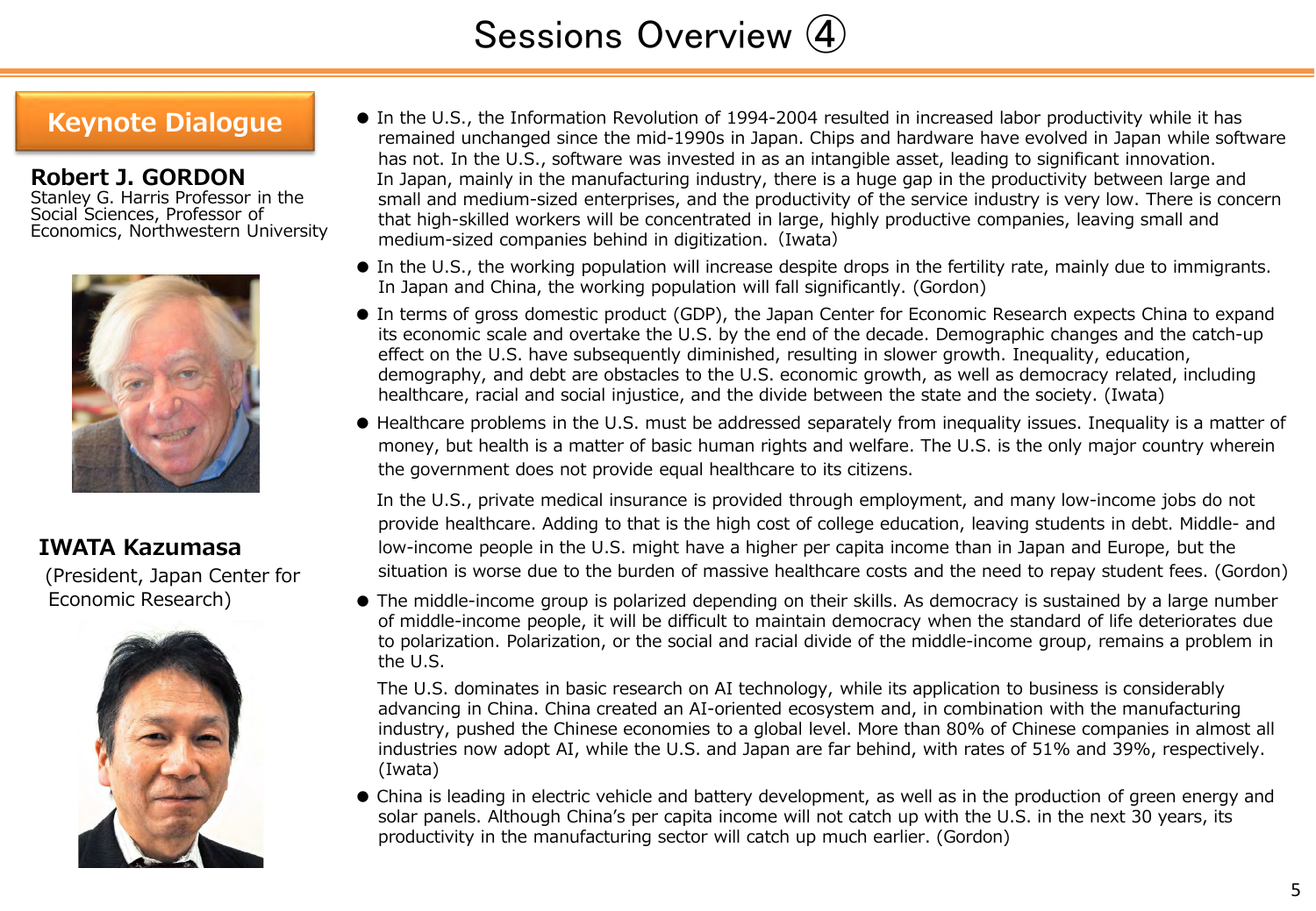# Sessions Overview ④

## Keynote Dialogue

**Robert J. GORDON**
Stanley G. Harris Professor in the Social Sciences, Professor of Economics, Northwestern University

**IWATA Kazumasa**
(President, Japan Center for Economic Research)

- In the U.S., the Information Revolution of 1994-2004 resulted in increased labor productivity while it has remained unchanged since the mid-1990s in Japan. Chips and hardware have evolved in Japan while software has not. In the U.S., software was invested in as an intangible asset, leading to significant innovation.
  In Japan, mainly in the manufacturing industry, there is a huge gap in the productivity between large and small and medium-sized enterprises, and the productivity of the service industry is very low. There is concern that high-skilled workers will be concentrated in large, highly productive companies, leaving small and medium-sized companies behind in digitization.（Iwata）
- In the U.S., the working population will increase despite drops in the fertility rate, mainly due to immigrants. In Japan and China, the working population will fall significantly. (Gordon)
- In terms of gross domestic product (GDP), the Japan Center for Economic Research expects China to expand its economic scale and overtake the U.S. by the end of the decade. Demographic changes and the catch-up effect on the U.S. have subsequently diminished, resulting in slower growth. Inequality, education, demography, and debt are obstacles to the U.S. economic growth, as well as democracy related, including healthcare, racial and social injustice, and the divide between the state and the society. (Iwata)
- Healthcare problems in the U.S. must be addressed separately from inequality issues. Inequality is a matter of money, but health is a matter of basic human rights and welfare. The U.S. is the only major country wherein the government does not provide equal healthcare to its citizens.

  In the U.S., private medical insurance is provided through employment, and many low-income jobs do not provide healthcare. Adding to that is the high cost of college education, leaving students in debt. Middle- and low-income people in the U.S. might have a higher per capita income than in Japan and Europe, but the situation is worse due to the burden of massive healthcare costs and the need to repay student fees. (Gordon)
- The middle-income group is polarized depending on their skills. As democracy is sustained by a large number of middle-income people, it will be difficult to maintain democracy when the standard of life deteriorates due to polarization. Polarization, or the social and racial divide of the middle-income group, remains a problem in the U.S.

  The U.S. dominates in basic research on AI technology, while its application to business is considerably advancing in China. China created an AI-oriented ecosystem and, in combination with the manufacturing industry, pushed the Chinese economies to a global level. More than 80% of Chinese companies in almost all industries now adopt AI, while the U.S. and Japan are far behind, with rates of 51% and 39%, respectively. (Iwata)
- China is leading in electric vehicle and battery development, as well as in the production of green energy and solar panels. Although China's per capita income will not catch up with the U.S. in the next 30 years, its productivity in the manufacturing sector will catch up much earlier. (Gordon)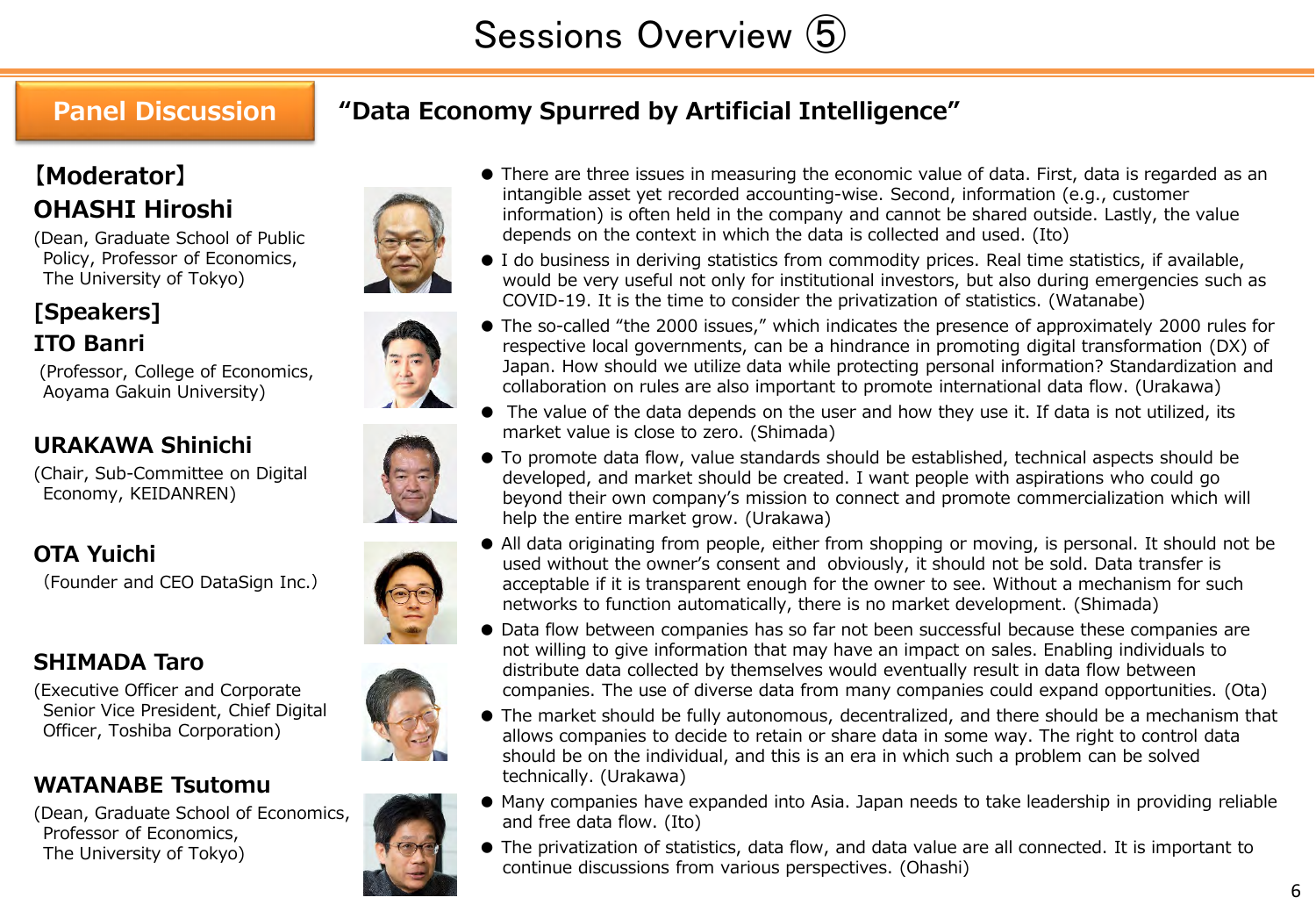# Sessions Overview ⑤

## Panel Discussion

## "Data Economy Spurred by Artificial Intelligence"

**【Moderator】**

**OHASHI Hiroshi**

(Dean, Graduate School of Public Policy, Professor of Economics, The University of Tokyo)

**[Speakers]**

**ITO Banri**

(Professor, College of Economics, Aoyama Gakuin University)

**URAKAWA Shinichi**

(Chair, Sub-Committee on Digital Economy, KEIDANREN)

**OTA Yuichi**

(Founder and CEO DataSign Inc.)

**SHIMADA Taro**

(Executive Officer and Corporate Senior Vice President, Chief Digital Officer, Toshiba Corporation)

**WATANABE Tsutomu**

(Dean, Graduate School of Economics, Professor of Economics, The University of Tokyo)

- There are three issues in measuring the economic value of data. First, data is regarded as an intangible asset yet recorded accounting-wise. Second, information (e.g., customer information) is often held in the company and cannot be shared outside. Lastly, the value depends on the context in which the data is collected and used. (Ito)
- I do business in deriving statistics from commodity prices. Real time statistics, if available, would be very useful not only for institutional investors, but also during emergencies such as COVID-19. It is the time to consider the privatization of statistics. (Watanabe)
- The so-called "the 2000 issues," which indicates the presence of approximately 2000 rules for respective local governments, can be a hindrance in promoting digital transformation (DX) of Japan. How should we utilize data while protecting personal information? Standardization and collaboration on rules are also important to promote international data flow. (Urakawa)
- The value of the data depends on the user and how they use it. If data is not utilized, its market value is close to zero. (Shimada)
- To promote data flow, value standards should be established, technical aspects should be developed, and market should be created. I want people with aspirations who could go beyond their own company's mission to connect and promote commercialization which will help the entire market grow. (Urakawa)
- All data originating from people, either from shopping or moving, is personal. It should not be used without the owner's consent and obviously, it should not be sold. Data transfer is acceptable if it is transparent enough for the owner to see. Without a mechanism for such networks to function automatically, there is no market development. (Shimada)
- Data flow between companies has so far not been successful because these companies are not willing to give information that may have an impact on sales. Enabling individuals to distribute data collected by themselves would eventually result in data flow between companies. The use of diverse data from many companies could expand opportunities. (Ota)
- The market should be fully autonomous, decentralized, and there should be a mechanism that allows companies to decide to retain or share data in some way. The right to control data should be on the individual, and this is an era in which such a problem can be solved technically. (Urakawa)
- Many companies have expanded into Asia. Japan needs to take leadership in providing reliable and free data flow. (Ito)
- The privatization of statistics, data flow, and data value are all connected. It is important to continue discussions from various perspectives. (Ohashi)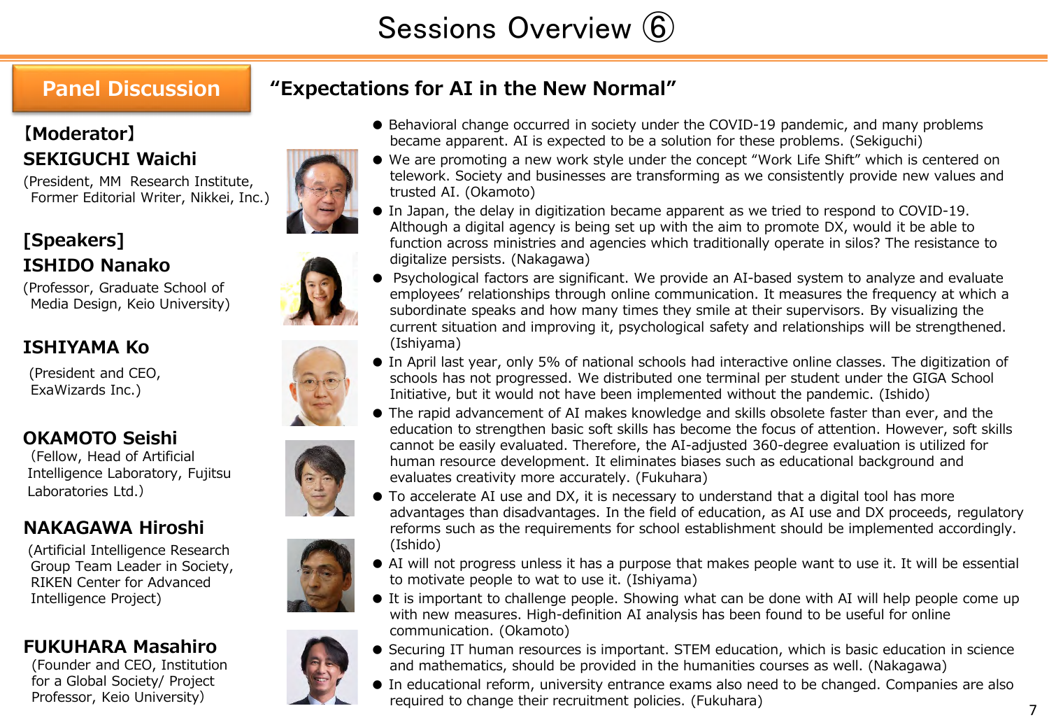# Sessions Overview ⑥

## Panel Discussion

### "Expectations for AI in the New Normal"

**【Moderator】**

**SEKIGUCHI Waichi**
(President, MM Research Institute, Former Editorial Writer, Nikkei, Inc.)

**[Speakers]**

**ISHIDO Nanako**
(Professor, Graduate School of Media Design, Keio University)

**ISHIYAMA Ko**
(President and CEO, ExaWizards Inc.)

**OKAMOTO Seishi**
(Fellow, Head of Artificial Intelligence Laboratory, Fujitsu Laboratories Ltd.)

**NAKAGAWA Hiroshi**
(Artificial Intelligence Research Group Team Leader in Society, RIKEN Center for Advanced Intelligence Project)

**FUKUHARA Masahiro**
(Founder and CEO, Institution for a Global Society/ Project Professor, Keio University)

- Behavioral change occurred in society under the COVID-19 pandemic, and many problems became apparent. AI is expected to be a solution for these problems. (Sekiguchi)
- We are promoting a new work style under the concept "Work Life Shift" which is centered on telework. Society and businesses are transforming as we consistently provide new values and trusted AI. (Okamoto)
- In Japan, the delay in digitization became apparent as we tried to respond to COVID-19. Although a digital agency is being set up with the aim to promote DX, would it be able to function across ministries and agencies which traditionally operate in silos? The resistance to digitalize persists. (Nakagawa)
- Psychological factors are significant. We provide an AI-based system to analyze and evaluate employees' relationships through online communication. It measures the frequency at which a subordinate speaks and how many times they smile at their supervisors. By visualizing the current situation and improving it, psychological safety and relationships will be strengthened. (Ishiyama)
- In April last year, only 5% of national schools had interactive online classes. The digitization of schools has not progressed. We distributed one terminal per student under the GIGA School Initiative, but it would not have been implemented without the pandemic. (Ishido)
- The rapid advancement of AI makes knowledge and skills obsolete faster than ever, and the education to strengthen basic soft skills has become the focus of attention. However, soft skills cannot be easily evaluated. Therefore, the AI-adjusted 360-degree evaluation is utilized for human resource development. It eliminates biases such as educational background and evaluates creativity more accurately. (Fukuhara)
- To accelerate AI use and DX, it is necessary to understand that a digital tool has more advantages than disadvantages. In the field of education, as AI use and DX proceeds, regulatory reforms such as the requirements for school establishment should be implemented accordingly. (Ishido)
- AI will not progress unless it has a purpose that makes people want to use it. It will be essential to motivate people to wat to use it. (Ishiyama)
- It is important to challenge people. Showing what can be done with AI will help people come up with new measures. High-definition AI analysis has been found to be useful for online communication. (Okamoto)
- Securing IT human resources is important. STEM education, which is basic education in science and mathematics, should be provided in the humanities courses as well. (Nakagawa)
- In educational reform, university entrance exams also need to be changed. Companies are also required to change their recruitment policies. (Fukuhara)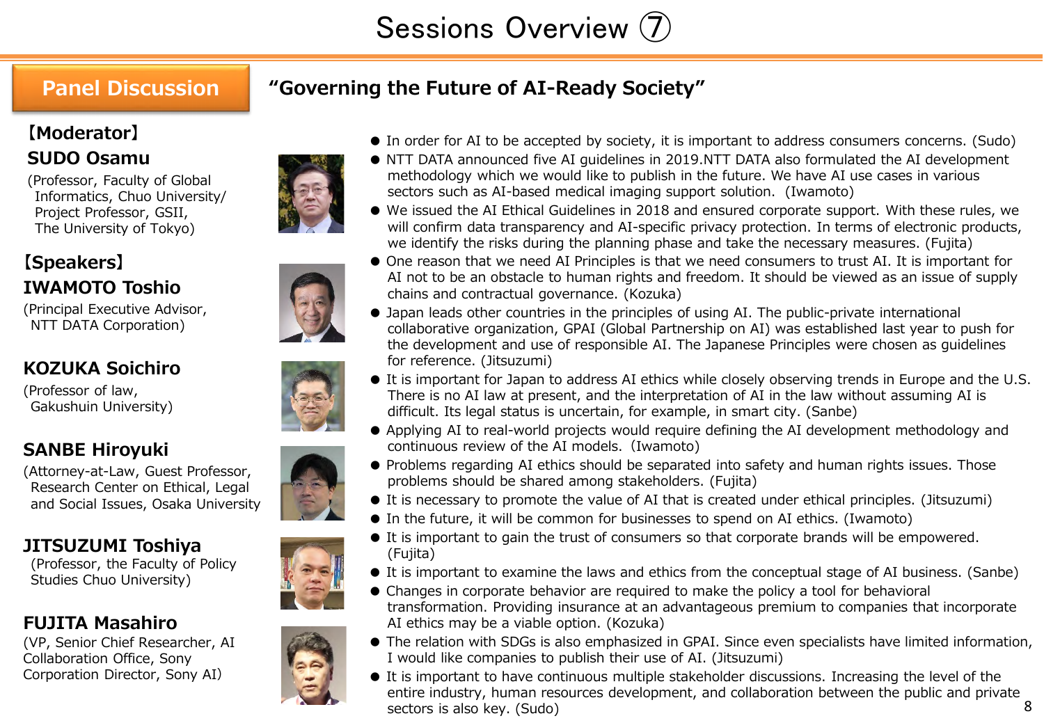# Sessions Overview ⑦

## Panel Discussion

## "Governing the Future of AI-Ready Society"

**【Moderator】**

**SUDO Osamu**

(Professor, Faculty of Global Informatics, Chuo University/ Project Professor, GSII, The University of Tokyo)

**【Speakers】**

**IWAMOTO Toshio**

(Principal Executive Advisor, NTT DATA Corporation)

**KOZUKA Soichiro**

(Professor of law, Gakushuin University)

**SANBE Hiroyuki**

(Attorney-at-Law, Guest Professor, Research Center on Ethical, Legal and Social Issues, Osaka University

**JITSUZUMI Toshiya**

(Professor, the Faculty of Policy Studies Chuo University)

**FUJITA Masahiro**

(VP, Senior Chief Researcher, AI Collaboration Office, Sony Corporation Director, Sony AI)

- In order for AI to be accepted by society, it is important to address consumers concerns. (Sudo)
- NTT DATA announced five AI guidelines in 2019.NTT DATA also formulated the AI development methodology which we would like to publish in the future. We have AI use cases in various sectors such as AI-based medical imaging support solution. (Iwamoto)
- We issued the AI Ethical Guidelines in 2018 and ensured corporate support. With these rules, we will confirm data transparency and AI-specific privacy protection. In terms of electronic products, we identify the risks during the planning phase and take the necessary measures. (Fujita)
- One reason that we need AI Principles is that we need consumers to trust AI. It is important for AI not to be an obstacle to human rights and freedom. It should be viewed as an issue of supply chains and contractual governance. (Kozuka)
- Japan leads other countries in the principles of using AI. The public-private international collaborative organization, GPAI (Global Partnership on AI) was established last year to push for the development and use of responsible AI. The Japanese Principles were chosen as guidelines for reference. (Jitsuzumi)
- It is important for Japan to address AI ethics while closely observing trends in Europe and the U.S. There is no AI law at present, and the interpretation of AI in the law without assuming AI is difficult. Its legal status is uncertain, for example, in smart city. (Sanbe)
- Applying AI to real-world projects would require defining the AI development methodology and continuous review of the AI models. (Iwamoto)
- Problems regarding AI ethics should be separated into safety and human rights issues. Those problems should be shared among stakeholders. (Fujita)
- It is necessary to promote the value of AI that is created under ethical principles. (Jitsuzumi)
- In the future, it will be common for businesses to spend on AI ethics. (Iwamoto)
- It is important to gain the trust of consumers so that corporate brands will be empowered. (Fujita)
- It is important to examine the laws and ethics from the conceptual stage of AI business. (Sanbe)
- Changes in corporate behavior are required to make the policy a tool for behavioral transformation. Providing insurance at an advantageous premium to companies that incorporate AI ethics may be a viable option. (Kozuka)
- The relation with SDGs is also emphasized in GPAI. Since even specialists have limited information, I would like companies to publish their use of AI. (Jitsuzumi)
- It is important to have continuous multiple stakeholder discussions. Increasing the level of the entire industry, human resources development, and collaboration between the public and private sectors is also key. (Sudo)